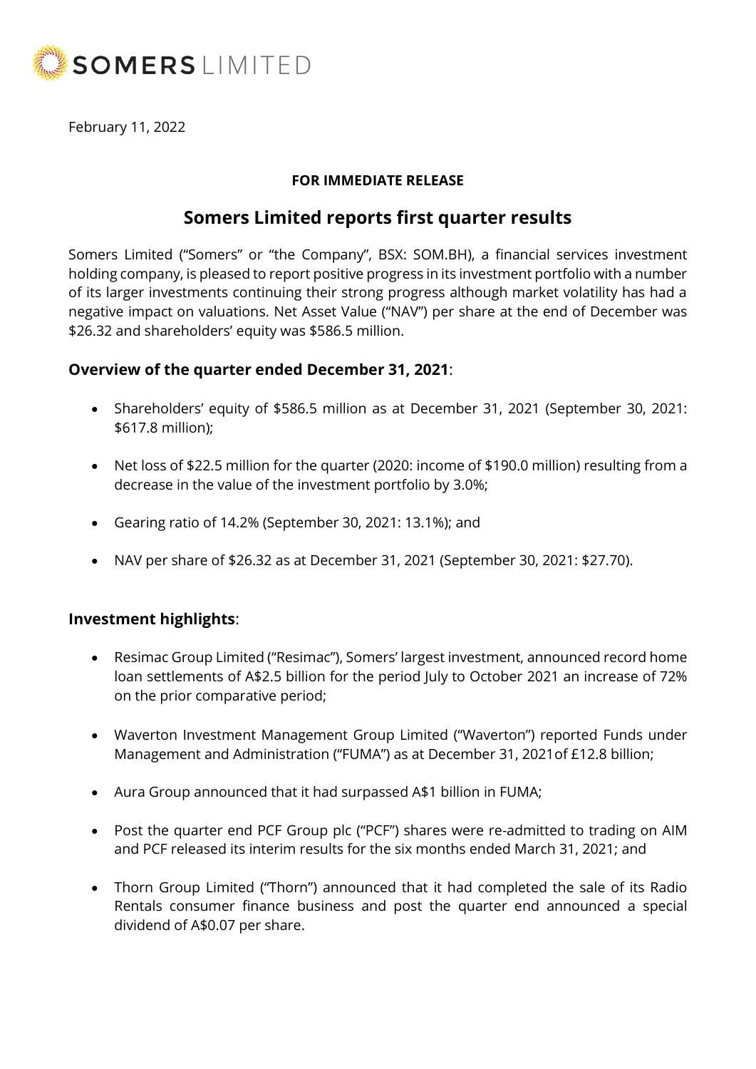SOMERS LIMITED

February 11, 2022

**FOR IMMEDIATE RELEASE**

# Somers Limited reports first quarter results

Somers Limited ("Somers" or "the Company", BSX: SOM.BH), a financial services investment holding company, is pleased to report positive progress in its investment portfolio with a number of its larger investments continuing their strong progress although market volatility has had a negative impact on valuations. Net Asset Value ("NAV") per share at the end of December was $26.32 and shareholders' equity was $586.5 million.

## **Overview of the quarter ended December 31, 2021**:

- Shareholders' equity of $586.5 million as at December 31, 2021 (September 30, 2021: $617.8 million);
- Net loss of $22.5 million for the quarter (2020: income of $190.0 million) resulting from a decrease in the value of the investment portfolio by 3.0%;
- Gearing ratio of 14.2% (September 30, 2021: 13.1%); and
- NAV per share of $26.32 as at December 31, 2021 (September 30, 2021: $27.70).

## **Investment highlights**:

- Resimac Group Limited ("Resimac"), Somers' largest investment, announced record home loan settlements of A$2.5 billion for the period July to October 2021 an increase of 72% on the prior comparative period;
- Waverton Investment Management Group Limited ("Waverton") reported Funds under Management and Administration ("FUMA") as at December 31, 2021of £12.8 billion;
- Aura Group announced that it had surpassed A$1 billion in FUMA;
- Post the quarter end PCF Group plc ("PCF") shares were re-admitted to trading on AIM and PCF released its interim results for the six months ended March 31, 2021; and
- Thorn Group Limited ("Thorn") announced that it had completed the sale of its Radio Rentals consumer finance business and post the quarter end announced a special dividend of A$0.07 per share.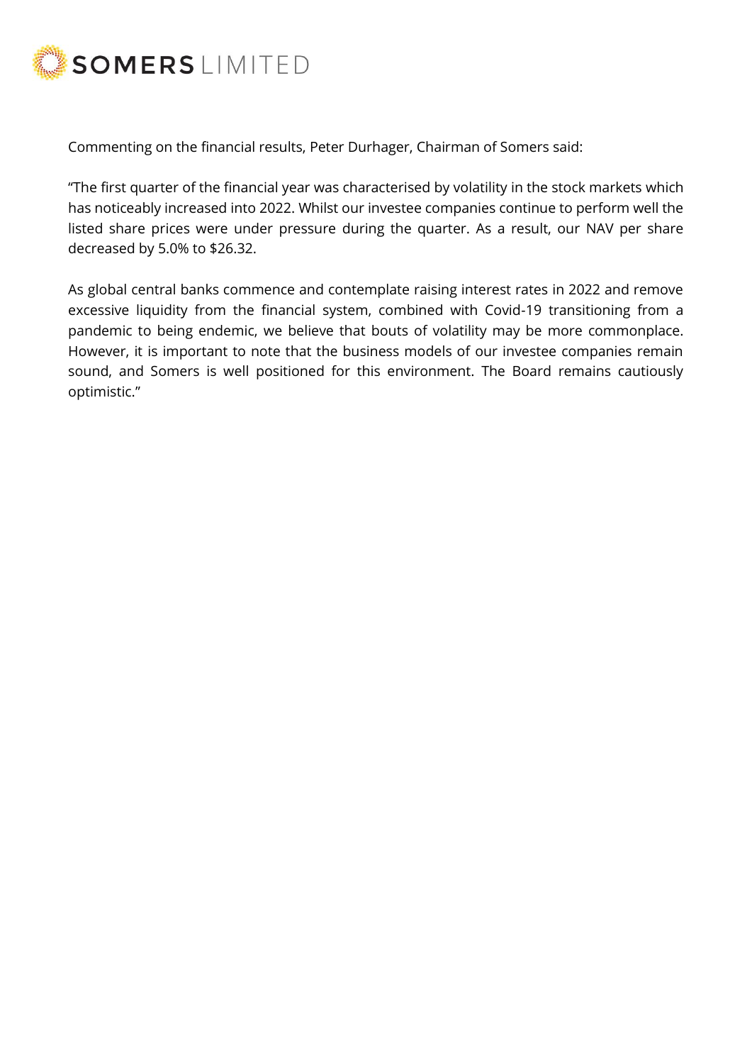Commenting on the financial results, Peter Durhager, Chairman of Somers said:

"The first quarter of the financial year was characterised by volatility in the stock markets which has noticeably increased into 2022. Whilst our investee companies continue to perform well the listed share prices were under pressure during the quarter. As a result, our NAV per share decreased by 5.0% to $26.32.

As global central banks commence and contemplate raising interest rates in 2022 and remove excessive liquidity from the financial system, combined with Covid-19 transitioning from a pandemic to being endemic, we believe that bouts of volatility may be more commonplace. However, it is important to note that the business models of our investee companies remain sound, and Somers is well positioned for this environment. The Board remains cautiously optimistic."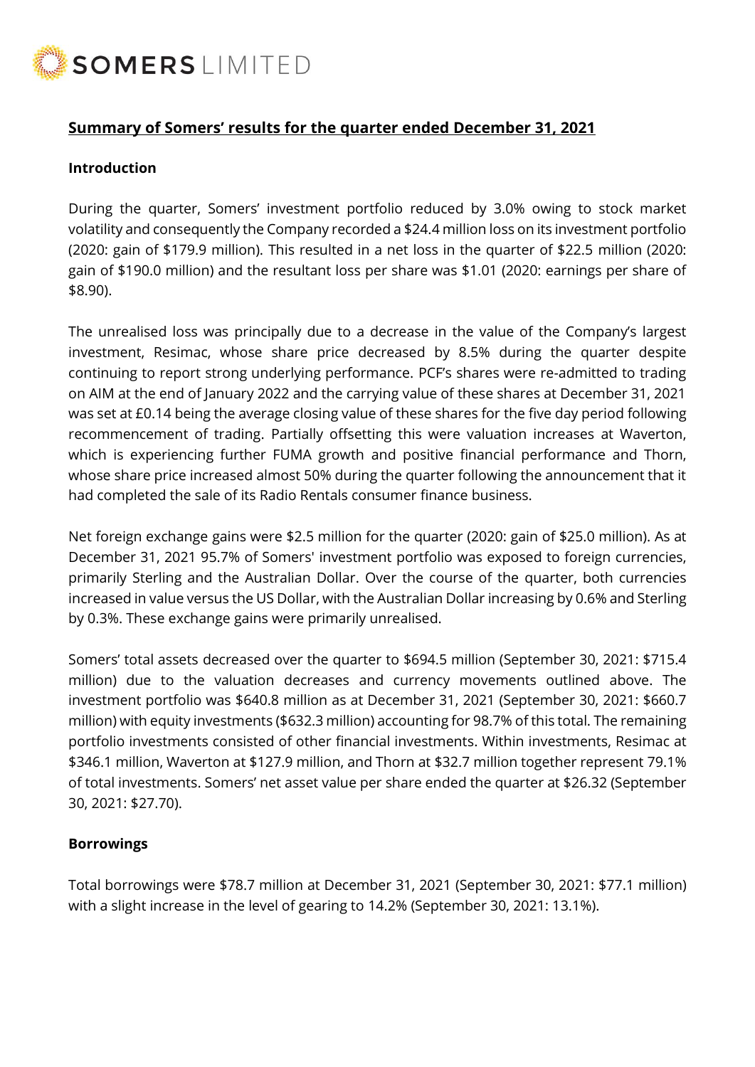# Summary of Somers' results for the quarter ended December 31, 2021

## Introduction

During the quarter, Somers' investment portfolio reduced by 3.0% owing to stock market volatility and consequently the Company recorded a $24.4 million loss on its investment portfolio (2020: gain of $179.9 million). This resulted in a net loss in the quarter of $22.5 million (2020: gain of $190.0 million) and the resultant loss per share was $1.01 (2020: earnings per share of $8.90).

The unrealised loss was principally due to a decrease in the value of the Company's largest investment, Resimac, whose share price decreased by 8.5% during the quarter despite continuing to report strong underlying performance. PCF's shares were re-admitted to trading on AIM at the end of January 2022 and the carrying value of these shares at December 31, 2021 was set at £0.14 being the average closing value of these shares for the five day period following recommencement of trading. Partially offsetting this were valuation increases at Waverton, which is experiencing further FUMA growth and positive financial performance and Thorn, whose share price increased almost 50% during the quarter following the announcement that it had completed the sale of its Radio Rentals consumer finance business.

Net foreign exchange gains were $2.5 million for the quarter (2020: gain of $25.0 million). As at December 31, 2021 95.7% of Somers' investment portfolio was exposed to foreign currencies, primarily Sterling and the Australian Dollar. Over the course of the quarter, both currencies increased in value versus the US Dollar, with the Australian Dollar increasing by 0.6% and Sterling by 0.3%. These exchange gains were primarily unrealised.

Somers' total assets decreased over the quarter to $694.5 million (September 30, 2021: $715.4 million) due to the valuation decreases and currency movements outlined above. The investment portfolio was $640.8 million as at December 31, 2021 (September 30, 2021: $660.7 million) with equity investments ($632.3 million) accounting for 98.7% of this total. The remaining portfolio investments consisted of other financial investments. Within investments, Resimac at $346.1 million, Waverton at $127.9 million, and Thorn at $32.7 million together represent 79.1% of total investments. Somers' net asset value per share ended the quarter at $26.32 (September 30, 2021: $27.70).

## Borrowings

Total borrowings were $78.7 million at December 31, 2021 (September 30, 2021: $77.1 million) with a slight increase in the level of gearing to 14.2% (September 30, 2021: 13.1%).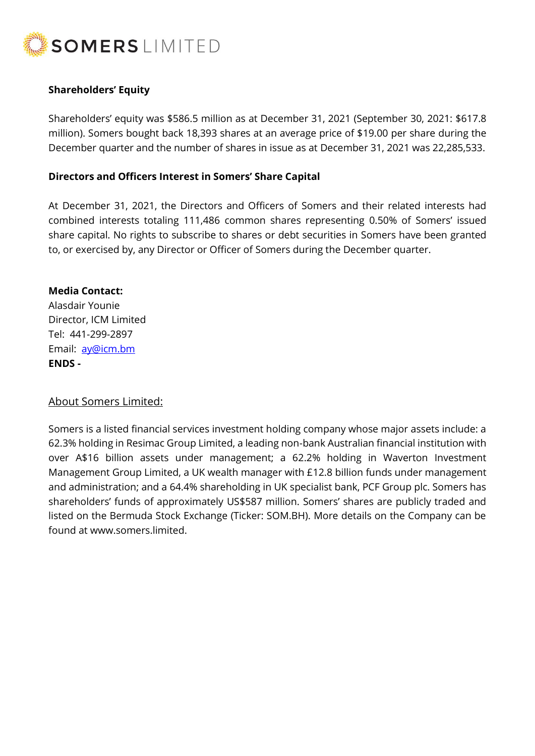**Shareholders' Equity**

Shareholders' equity was $586.5 million as at December 31, 2021 (September 30, 2021: $617.8 million). Somers bought back 18,393 shares at an average price of $19.00 per share during the December quarter and the number of shares in issue as at December 31, 2021 was 22,285,533.

**Directors and Officers Interest in Somers' Share Capital**

At December 31, 2021, the Directors and Officers of Somers and their related interests had combined interests totaling 111,486 common shares representing 0.50% of Somers' issued share capital. No rights to subscribe to shares or debt securities in Somers have been granted to, or exercised by, any Director or Officer of Somers during the December quarter.

**Media Contact:**
Alasdair Younie
Director, ICM Limited
Tel: 441-299-2897
Email: ay@icm.bm
**ENDS -**

About Somers Limited:

Somers is a listed financial services investment holding company whose major assets include: a 62.3% holding in Resimac Group Limited, a leading non-bank Australian financial institution with over A$16 billion assets under management; a 62.2% holding in Waverton Investment Management Group Limited, a UK wealth manager with £12.8 billion funds under management and administration; and a 64.4% shareholding in UK specialist bank, PCF Group plc. Somers has shareholders' funds of approximately US$587 million. Somers' shares are publicly traded and listed on the Bermuda Stock Exchange (Ticker: SOM.BH). More details on the Company can be found at www.somers.limited.